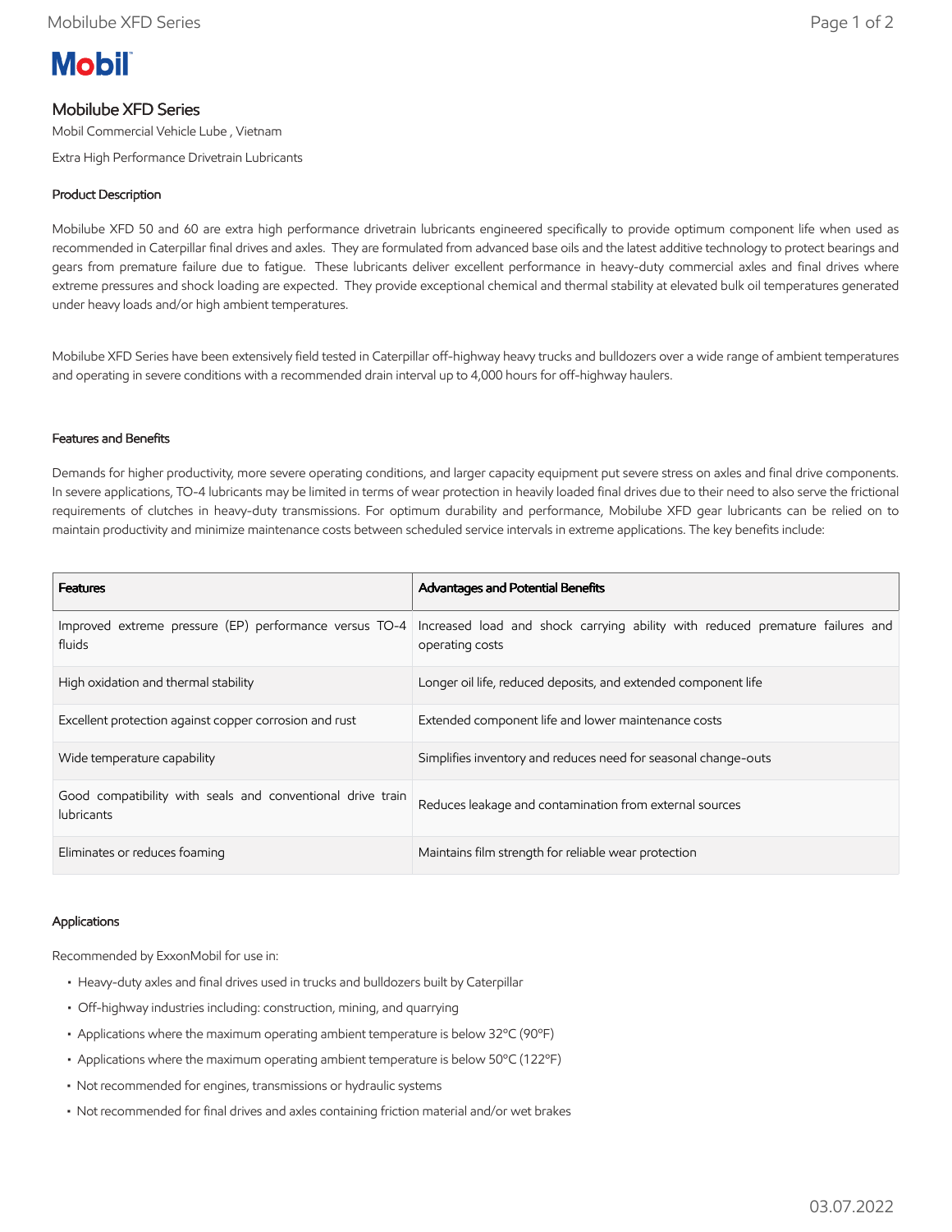# Mobil

## Mobilube XFD Series

Mobil Commercial Vehicle Lube , Vietnam

Extra High Performance Drivetrain Lubricants

### Product Description

Mobilube XFD 50 and 60 are extra high performance drivetrain lubricants engineered specifically to provide optimum component life when used as recommended in Caterpillar final drives and axles. They are formulated from advanced base oils and the latest additive technology to protect bearings and gears from premature failure due to fatigue. These lubricants deliver excellent performance in heavy-duty commercial axles and final drives where extreme pressures and shock loading are expected. They provide exceptional chemical and thermal stability at elevated bulk oil temperatures generated under heavy loads and/or high ambient temperatures.

Mobilube XFD Series have been extensively field tested in Caterpillar off-highway heavy trucks and bulldozers over a wide range of ambient temperatures and operating in severe conditions with a recommended drain interval up to 4,000 hours for off-highway haulers.

### Features and Benefits

Demands for higher productivity, more severe operating conditions, and larger capacity equipment put severe stress on axles and final drive components. In severe applications, TO-4 lubricants may be limited in terms of wear protection in heavily loaded final drives due to their need to also serve the frictional requirements of clutches in heavy-duty transmissions. For optimum durability and performance, Mobilube XFD gear lubricants can be relied on to maintain productivity and minimize maintenance costs between scheduled service intervals in extreme applications. The key benefits include:

| Features | Advantages and Potential Benefits |
| --- | --- |
| Improved extreme pressure (EP) performance versus TO-4 fluids | Increased load and shock carrying ability with reduced premature failures and operating costs |
| High oxidation and thermal stability | Longer oil life, reduced deposits, and extended component life |
| Excellent protection against copper corrosion and rust | Extended component life and lower maintenance costs |
| Wide temperature capability | Simplifies inventory and reduces need for seasonal change-outs |
| Good compatibility with seals and conventional drive train lubricants | Reduces leakage and contamination from external sources |
| Eliminates or reduces foaming | Maintains film strength for reliable wear protection |

### Applications

Recommended by ExxonMobil for use in:

- Heavy-duty axles and final drives used in trucks and bulldozers built by Caterpillar
- Off-highway industries including: construction, mining, and quarrying
- Applications where the maximum operating ambient temperature is below 32ºC (90ºF)
- Applications where the maximum operating ambient temperature is below 50ºC (122ºF)
- Not recommended for engines, transmissions or hydraulic systems
- Not recommended for final drives and axles containing friction material and/or wet brakes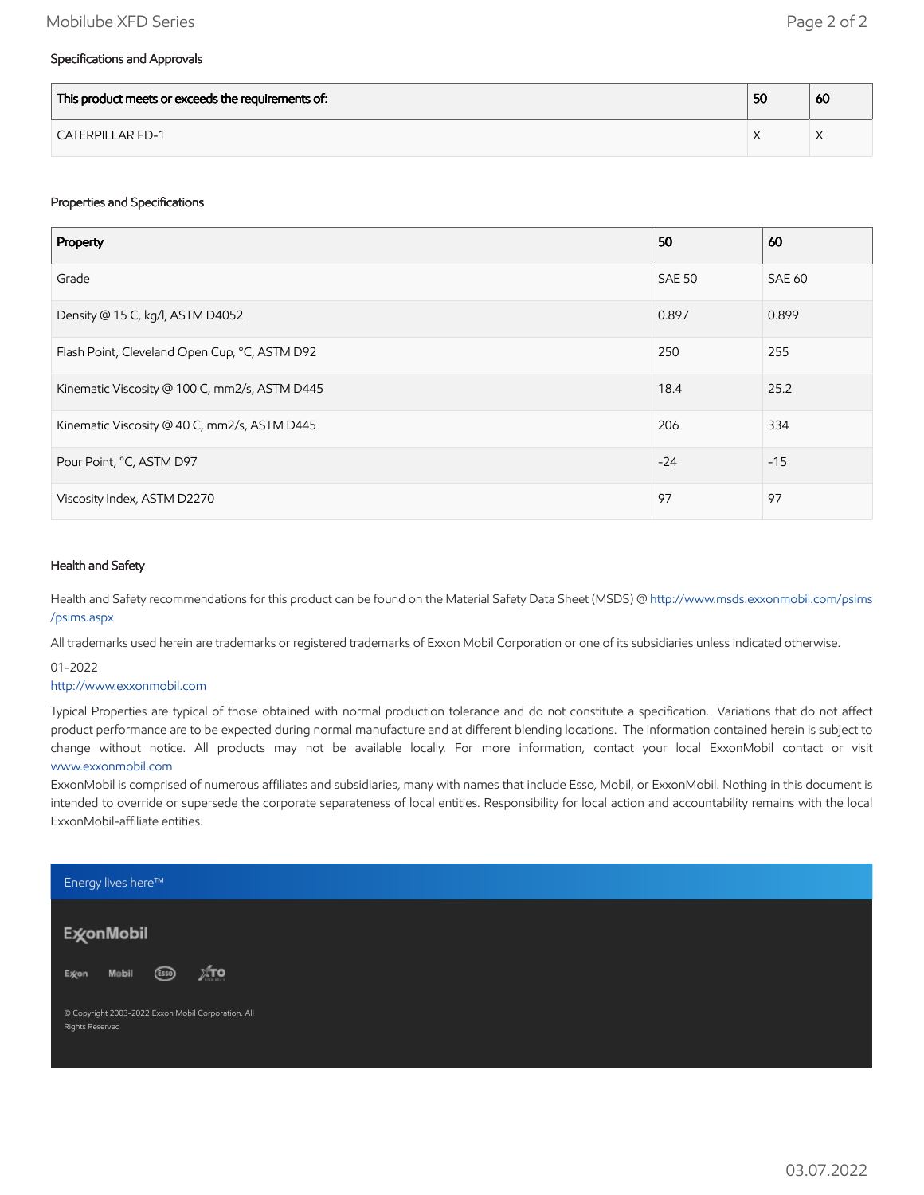### Specifications and Approvals

| This product meets or exceeds the requirements of: | 50 | 60 |
|---|---|---|
| CATERPILLAR FD-1 | X | X |

### Properties and Specifications

| Property | 50 | 60 |
|---|---|---|
| Grade | SAE 50 | SAE 60 |
| Density @ 15 C, kg/l, ASTM D4052 | 0.897 | 0.899 |
| Flash Point, Cleveland Open Cup, °C, ASTM D92 | 250 | 255 |
| Kinematic Viscosity @ 100 C, mm2/s, ASTM D445 | 18.4 | 25.2 |
| Kinematic Viscosity @ 40 C, mm2/s, ASTM D445 | 206 | 334 |
| Pour Point, °C, ASTM D97 | -24 | -15 |
| Viscosity Index, ASTM D2270 | 97 | 97 |

### Health and Safety

Health and Safety recommendations for this product can be found on the Material Safety Data Sheet (MSDS) @ http://www.msds.exxonmobil.com/psims/psims.aspx

All trademarks used herein are trademarks or registered trademarks of Exxon Mobil Corporation or one of its subsidiaries unless indicated otherwise.

01-2022

http://www.exxonmobil.com

Typical Properties are typical of those obtained with normal production tolerance and do not constitute a specification. Variations that do not affect product performance are to be expected during normal manufacture and at different blending locations. The information contained herein is subject to change without notice. All products may not be available locally. For more information, contact your local ExxonMobil contact or visit www.exxonmobil.com

ExxonMobil is comprised of numerous affiliates and subsidiaries, many with names that include Esso, Mobil, or ExxonMobil. Nothing in this document is intended to override or supersede the corporate separateness of local entities. Responsibility for local action and accountability remains with the local ExxonMobil-affiliate entities.

Energy lives here™

ExxonMobil

Exxon Mobil Esso XTO

© Copyright 2003-2022 Exxon Mobil Corporation. All Rights Reserved